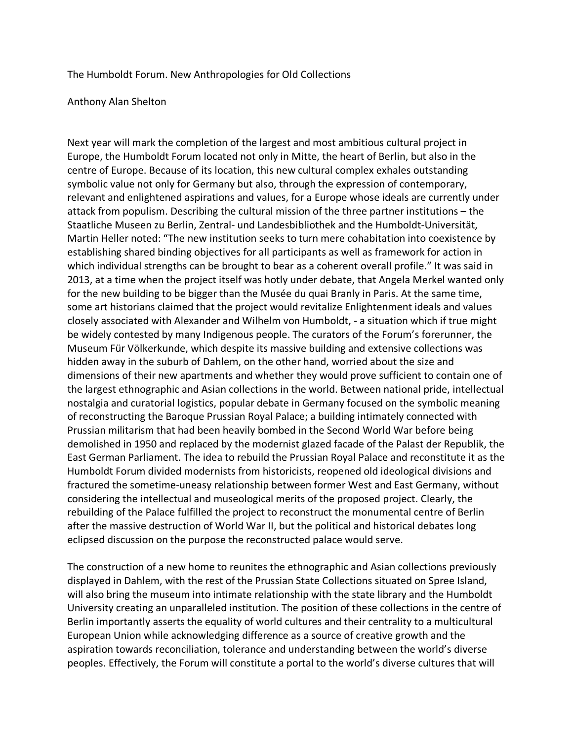# The Humboldt Forum. New Anthropologies for Old Collections

Anthony Alan Shelton

Next year will mark the completion of the largest and most ambitious cultural project in Europe, the Humboldt Forum located not only in Mitte, the heart of Berlin, but also in the centre of Europe. Because of its location, this new cultural complex exhales outstanding symbolic value not only for Germany but also, through the expression of contemporary, relevant and enlightened aspirations and values, for a Europe whose ideals are currently under attack from populism. Describing the cultural mission of the three partner institutions – the Staatliche Museen zu Berlin, Zentral- und Landesbibliothek and the Humboldt-Universität, Martin Heller noted: "The new institution seeks to turn mere cohabitation into coexistence by establishing shared binding objectives for all participants as well as framework for action in which individual strengths can be brought to bear as a coherent overall profile." It was said in 2013, at a time when the project itself was hotly under debate, that Angela Merkel wanted only for the new building to be bigger than the Musée du quai Branly in Paris. At the same time, some art historians claimed that the project would revitalize Enlightenment ideals and values closely associated with Alexander and Wilhelm von Humboldt, - a situation which if true might be widely contested by many Indigenous people. The curators of the Forum's forerunner, the Museum Für Völkerkunde, which despite its massive building and extensive collections was hidden away in the suburb of Dahlem, on the other hand, worried about the size and dimensions of their new apartments and whether they would prove sufficient to contain one of the largest ethnographic and Asian collections in the world. Between national pride, intellectual nostalgia and curatorial logistics, popular debate in Germany focused on the symbolic meaning of reconstructing the Baroque Prussian Royal Palace; a building intimately connected with Prussian militarism that had been heavily bombed in the Second World War before being demolished in 1950 and replaced by the modernist glazed facade of the Palast der Republik, the East German Parliament. The idea to rebuild the Prussian Royal Palace and reconstitute it as the Humboldt Forum divided modernists from historicists, reopened old ideological divisions and fractured the sometime-uneasy relationship between former West and East Germany, without considering the intellectual and museological merits of the proposed project. Clearly, the rebuilding of the Palace fulfilled the project to reconstruct the monumental centre of Berlin after the massive destruction of World War II, but the political and historical debates long eclipsed discussion on the purpose the reconstructed palace would serve.

The construction of a new home to reunites the ethnographic and Asian collections previously displayed in Dahlem, with the rest of the Prussian State Collections situated on Spree Island, will also bring the museum into intimate relationship with the state library and the Humboldt University creating an unparalleled institution. The position of these collections in the centre of Berlin importantly asserts the equality of world cultures and their centrality to a multicultural European Union while acknowledging difference as a source of creative growth and the aspiration towards reconciliation, tolerance and understanding between the world's diverse peoples. Effectively, the Forum will constitute a portal to the world's diverse cultures that will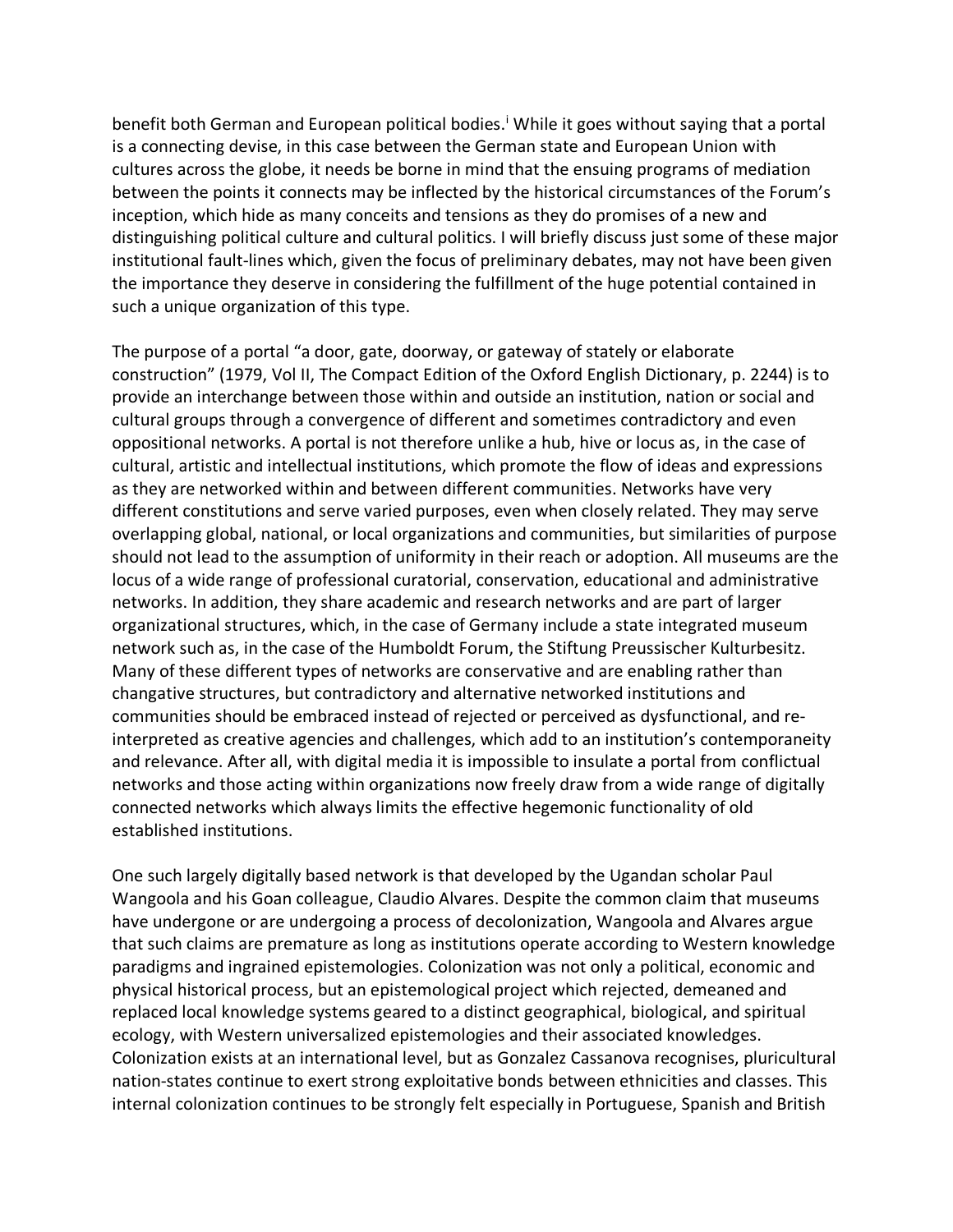benefit both German and European political bodies.[i] While it goes without saying that a portal is a connecting devise, in this case between the German state and European Union with cultures across the globe, it needs be borne in mind that the ensuing programs of mediation between the points it connects may be inflected by the historical circumstances of the Forum's inception, which hide as many conceits and tensions as they do promises of a new and distinguishing political culture and cultural politics. I will briefly discuss just some of these major institutional fault-lines which, given the focus of preliminary debates, may not have been given the importance they deserve in considering the fulfillment of the huge potential contained in such a unique organization of this type.

The purpose of a portal "a door, gate, doorway, or gateway of stately or elaborate construction" (1979, Vol II, The Compact Edition of the Oxford English Dictionary, p. 2244) is to provide an interchange between those within and outside an institution, nation or social and cultural groups through a convergence of different and sometimes contradictory and even oppositional networks. A portal is not therefore unlike a hub, hive or locus as, in the case of cultural, artistic and intellectual institutions, which promote the flow of ideas and expressions as they are networked within and between different communities. Networks have very different constitutions and serve varied purposes, even when closely related. They may serve overlapping global, national, or local organizations and communities, but similarities of purpose should not lead to the assumption of uniformity in their reach or adoption. All museums are the locus of a wide range of professional curatorial, conservation, educational and administrative networks. In addition, they share academic and research networks and are part of larger organizational structures, which, in the case of Germany include a state integrated museum network such as, in the case of the Humboldt Forum, the Stiftung Preussischer Kulturbesitz. Many of these different types of networks are conservative and are enabling rather than changative structures, but contradictory and alternative networked institutions and communities should be embraced instead of rejected or perceived as dysfunctional, and re-interpreted as creative agencies and challenges, which add to an institution's contemporaneity and relevance. After all, with digital media it is impossible to insulate a portal from conflictual networks and those acting within organizations now freely draw from a wide range of digitally connected networks which always limits the effective hegemonic functionality of old established institutions.

One such largely digitally based network is that developed by the Ugandan scholar Paul Wangoola and his Goan colleague, Claudio Alvares. Despite the common claim that museums have undergone or are undergoing a process of decolonization, Wangoola and Alvares argue that such claims are premature as long as institutions operate according to Western knowledge paradigms and ingrained epistemologies. Colonization was not only a political, economic and physical historical process, but an epistemological project which rejected, demeaned and replaced local knowledge systems geared to a distinct geographical, biological, and spiritual ecology, with Western universalized epistemologies and their associated knowledges. Colonization exists at an international level, but as Gonzalez Cassanova recognises, pluricultural nation-states continue to exert strong exploitative bonds between ethnicities and classes. This internal colonization continues to be strongly felt especially in Portuguese, Spanish and British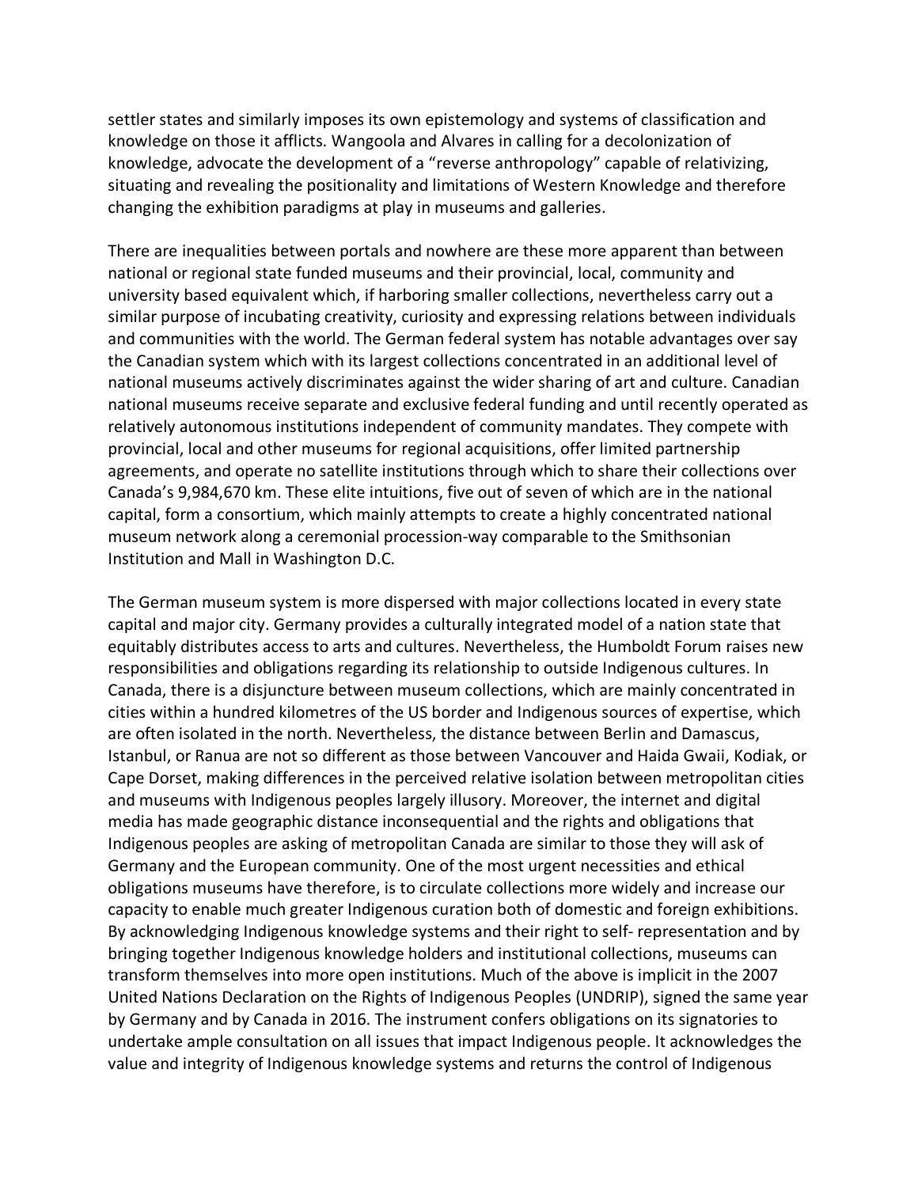settler states and similarly imposes its own epistemology and systems of classification and knowledge on those it afflicts. Wangoola and Alvares in calling for a decolonization of knowledge, advocate the development of a "reverse anthropology" capable of relativizing, situating and revealing the positionality and limitations of Western Knowledge and therefore changing the exhibition paradigms at play in museums and galleries.

There are inequalities between portals and nowhere are these more apparent than between national or regional state funded museums and their provincial, local, community and university based equivalent which, if harboring smaller collections, nevertheless carry out a similar purpose of incubating creativity, curiosity and expressing relations between individuals and communities with the world. The German federal system has notable advantages over say the Canadian system which with its largest collections concentrated in an additional level of national museums actively discriminates against the wider sharing of art and culture. Canadian national museums receive separate and exclusive federal funding and until recently operated as relatively autonomous institutions independent of community mandates. They compete with provincial, local and other museums for regional acquisitions, offer limited partnership agreements, and operate no satellite institutions through which to share their collections over Canada's 9,984,670 km. These elite intuitions, five out of seven of which are in the national capital, form a consortium, which mainly attempts to create a highly concentrated national museum network along a ceremonial procession-way comparable to the Smithsonian Institution and Mall in Washington D.C.

The German museum system is more dispersed with major collections located in every state capital and major city. Germany provides a culturally integrated model of a nation state that equitably distributes access to arts and cultures. Nevertheless, the Humboldt Forum raises new responsibilities and obligations regarding its relationship to outside Indigenous cultures. In Canada, there is a disjuncture between museum collections, which are mainly concentrated in cities within a hundred kilometres of the US border and Indigenous sources of expertise, which are often isolated in the north. Nevertheless, the distance between Berlin and Damascus, Istanbul, or Ranua are not so different as those between Vancouver and Haida Gwaii, Kodiak, or Cape Dorset, making differences in the perceived relative isolation between metropolitan cities and museums with Indigenous peoples largely illusory. Moreover, the internet and digital media has made geographic distance inconsequential and the rights and obligations that Indigenous peoples are asking of metropolitan Canada are similar to those they will ask of Germany and the European community. One of the most urgent necessities and ethical obligations museums have therefore, is to circulate collections more widely and increase our capacity to enable much greater Indigenous curation both of domestic and foreign exhibitions. By acknowledging Indigenous knowledge systems and their right to self- representation and by bringing together Indigenous knowledge holders and institutional collections, museums can transform themselves into more open institutions. Much of the above is implicit in the 2007 United Nations Declaration on the Rights of Indigenous Peoples (UNDRIP), signed the same year by Germany and by Canada in 2016. The instrument confers obligations on its signatories to undertake ample consultation on all issues that impact Indigenous people. It acknowledges the value and integrity of Indigenous knowledge systems and returns the control of Indigenous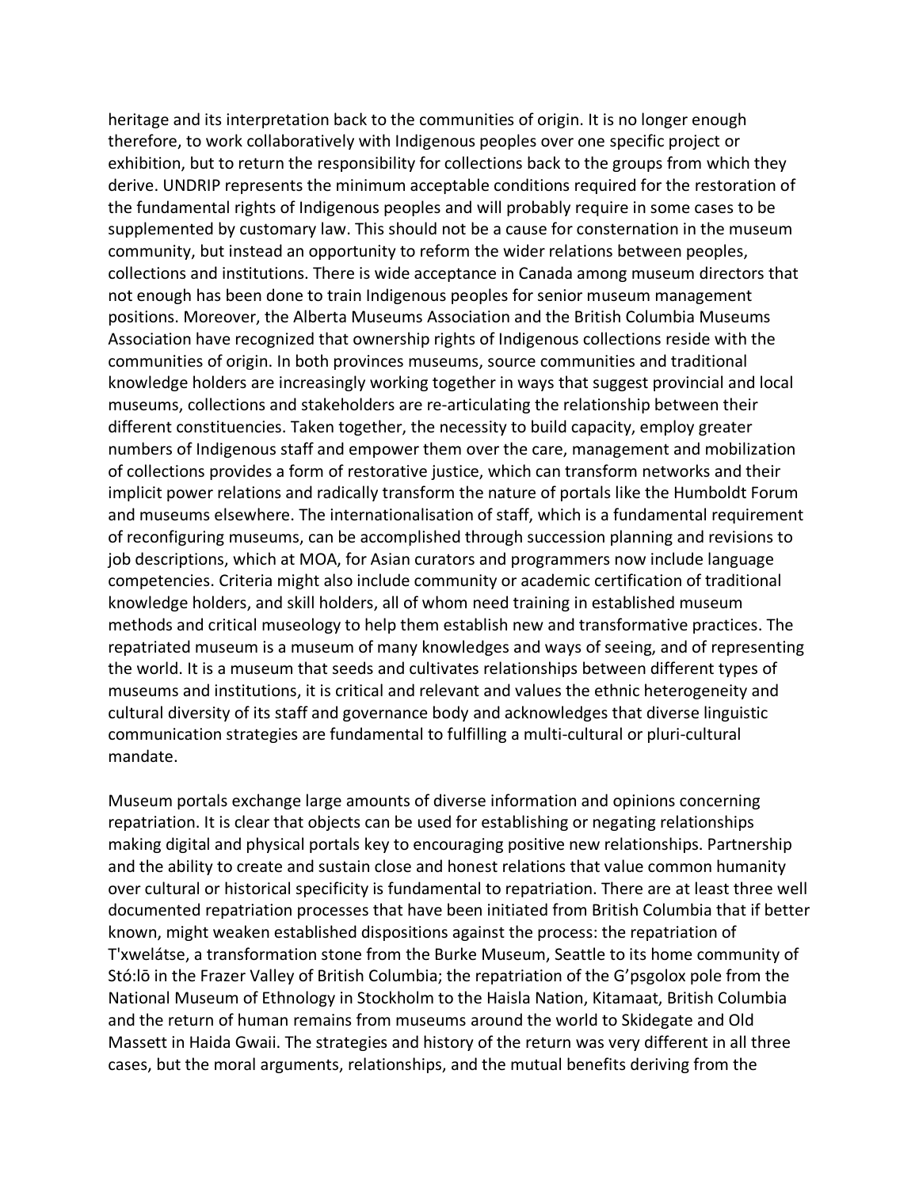heritage and its interpretation back to the communities of origin. It is no longer enough therefore, to work collaboratively with Indigenous peoples over one specific project or exhibition, but to return the responsibility for collections back to the groups from which they derive. UNDRIP represents the minimum acceptable conditions required for the restoration of the fundamental rights of Indigenous peoples and will probably require in some cases to be supplemented by customary law. This should not be a cause for consternation in the museum community, but instead an opportunity to reform the wider relations between peoples, collections and institutions. There is wide acceptance in Canada among museum directors that not enough has been done to train Indigenous peoples for senior museum management positions. Moreover, the Alberta Museums Association and the British Columbia Museums Association have recognized that ownership rights of Indigenous collections reside with the communities of origin. In both provinces museums, source communities and traditional knowledge holders are increasingly working together in ways that suggest provincial and local museums, collections and stakeholders are re-articulating the relationship between their different constituencies. Taken together, the necessity to build capacity, employ greater numbers of Indigenous staff and empower them over the care, management and mobilization of collections provides a form of restorative justice, which can transform networks and their implicit power relations and radically transform the nature of portals like the Humboldt Forum and museums elsewhere. The internationalisation of staff, which is a fundamental requirement of reconfiguring museums, can be accomplished through succession planning and revisions to job descriptions, which at MOA, for Asian curators and programmers now include language competencies. Criteria might also include community or academic certification of traditional knowledge holders, and skill holders, all of whom need training in established museum methods and critical museology to help them establish new and transformative practices. The repatriated museum is a museum of many knowledges and ways of seeing, and of representing the world. It is a museum that seeds and cultivates relationships between different types of museums and institutions, it is critical and relevant and values the ethnic heterogeneity and cultural diversity of its staff and governance body and acknowledges that diverse linguistic communication strategies are fundamental to fulfilling a multi-cultural or pluri-cultural mandate.

Museum portals exchange large amounts of diverse information and opinions concerning repatriation. It is clear that objects can be used for establishing or negating relationships making digital and physical portals key to encouraging positive new relationships. Partnership and the ability to create and sustain close and honest relations that value common humanity over cultural or historical specificity is fundamental to repatriation. There are at least three well documented repatriation processes that have been initiated from British Columbia that if better known, might weaken established dispositions against the process: the repatriation of T'xwelátse, a transformation stone from the Burke Museum, Seattle to its home community of Stó:lō in the Frazer Valley of British Columbia; the repatriation of the G'psgolox pole from the National Museum of Ethnology in Stockholm to the Haisla Nation, Kitamaat, British Columbia and the return of human remains from museums around the world to Skidegate and Old Massett in Haida Gwaii. The strategies and history of the return was very different in all three cases, but the moral arguments, relationships, and the mutual benefits deriving from the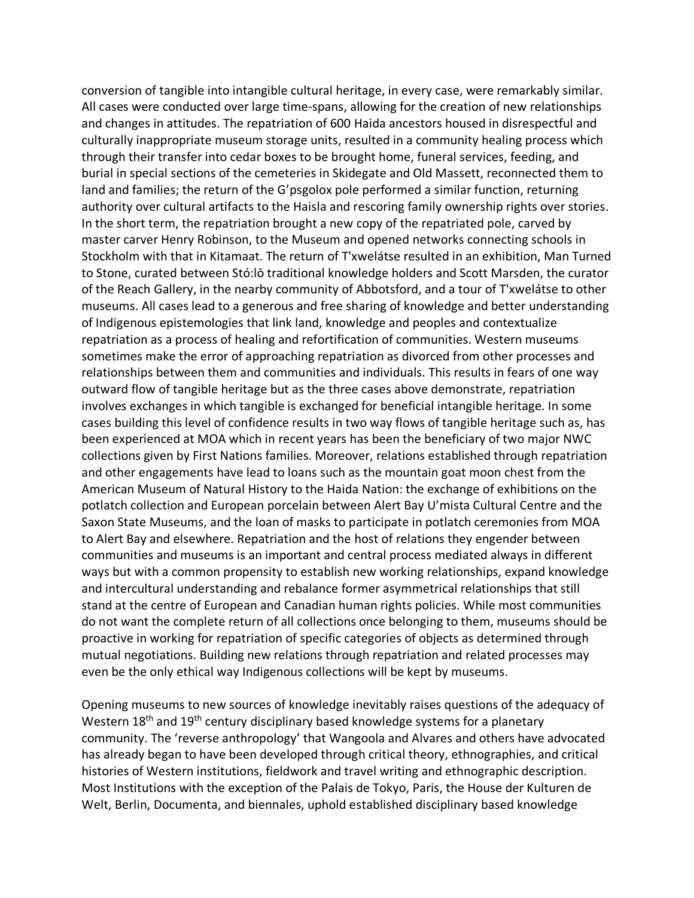conversion of tangible into intangible cultural heritage, in every case, were remarkably similar. All cases were conducted over large time-spans, allowing for the creation of new relationships and changes in attitudes. The repatriation of 600 Haida ancestors housed in disrespectful and culturally inappropriate museum storage units, resulted in a community healing process which through their transfer into cedar boxes to be brought home, funeral services, feeding, and burial in special sections of the cemeteries in Skidegate and Old Massett, reconnected them to land and families; the return of the G'psgolox pole performed a similar function, returning authority over cultural artifacts to the Haisla and rescoring family ownership rights over stories. In the short term, the repatriation brought a new copy of the repatriated pole, carved by master carver Henry Robinson, to the Museum and opened networks connecting schools in Stockholm with that in Kitamaat. The return of T'xwelátse resulted in an exhibition, Man Turned to Stone, curated between Stó:lō traditional knowledge holders and Scott Marsden, the curator of the Reach Gallery, in the nearby community of Abbotsford, and a tour of T'xwelátse to other museums. All cases lead to a generous and free sharing of knowledge and better understanding of Indigenous epistemologies that link land, knowledge and peoples and contextualize repatriation as a process of healing and refortification of communities. Western museums sometimes make the error of approaching repatriation as divorced from other processes and relationships between them and communities and individuals. This results in fears of one way outward flow of tangible heritage but as the three cases above demonstrate, repatriation involves exchanges in which tangible is exchanged for beneficial intangible heritage. In some cases building this level of confidence results in two way flows of tangible heritage such as, has been experienced at MOA which in recent years has been the beneficiary of two major NWC collections given by First Nations families. Moreover, relations established through repatriation and other engagements have lead to loans such as the mountain goat moon chest from the American Museum of Natural History to the Haida Nation: the exchange of exhibitions on the potlatch collection and European porcelain between Alert Bay U'mista Cultural Centre and the Saxon State Museums, and the loan of masks to participate in potlatch ceremonies from MOA to Alert Bay and elsewhere. Repatriation and the host of relations they engender between communities and museums is an important and central process mediated always in different ways but with a common propensity to establish new working relationships, expand knowledge and intercultural understanding and rebalance former asymmetrical relationships that still stand at the centre of European and Canadian human rights policies. While most communities do not want the complete return of all collections once belonging to them, museums should be proactive in working for repatriation of specific categories of objects as determined through mutual negotiations. Building new relations through repatriation and related processes may even be the only ethical way Indigenous collections will be kept by museums.

Opening museums to new sources of knowledge inevitably raises questions of the adequacy of Western 18th and 19th century disciplinary based knowledge systems for a planetary community. The 'reverse anthropology' that Wangoola and Alvares and others have advocated has already began to have been developed through critical theory, ethnographies, and critical histories of Western institutions, fieldwork and travel writing and ethnographic description. Most Institutions with the exception of the Palais de Tokyo, Paris, the House der Kulturen de Welt, Berlin, Documenta, and biennales, uphold established disciplinary based knowledge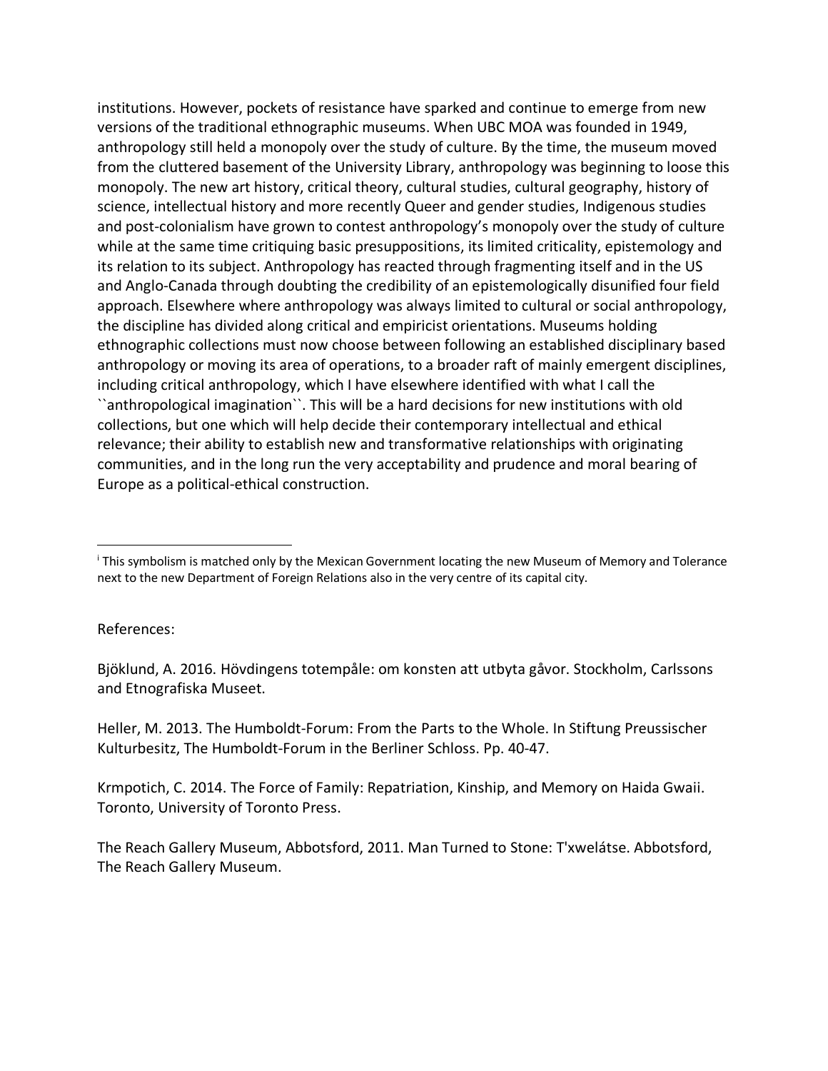institutions. However, pockets of resistance have sparked and continue to emerge from new versions of the traditional ethnographic museums. When UBC MOA was founded in 1949, anthropology still held a monopoly over the study of culture. By the time, the museum moved from the cluttered basement of the University Library, anthropology was beginning to loose this monopoly. The new art history, critical theory, cultural studies, cultural geography, history of science, intellectual history and more recently Queer and gender studies, Indigenous studies and post-colonialism have grown to contest anthropology's monopoly over the study of culture while at the same time critiquing basic presuppositions, its limited criticality, epistemology and its relation to its subject. Anthropology has reacted through fragmenting itself and in the US and Anglo-Canada through doubting the credibility of an epistemologically disunified four field approach. Elsewhere where anthropology was always limited to cultural or social anthropology, the discipline has divided along critical and empiricist orientations. Museums holding ethnographic collections must now choose between following an established disciplinary based anthropology or moving its area of operations, to a broader raft of mainly emergent disciplines, including critical anthropology, which I have elsewhere identified with what I call the ``anthropological imagination``. This will be a hard decisions for new institutions with old collections, but one which will help decide their contemporary intellectual and ethical relevance; their ability to establish new and transformative relationships with originating communities, and in the long run the very acceptability and prudence and moral bearing of Europe as a political-ethical construction.

---

[i] This symbolism is matched only by the Mexican Government locating the new Museum of Memory and Tolerance next to the new Department of Foreign Relations also in the very centre of its capital city.

References:

Bjöklund, A. 2016. Hövdingens totempåle: om konsten att utbyta gåvor. Stockholm, Carlssons and Etnografiska Museet.

Heller, M. 2013. The Humboldt-Forum: From the Parts to the Whole. In Stiftung Preussischer Kulturbesitz, The Humboldt-Forum in the Berliner Schloss. Pp. 40-47.

Krmpotich, C. 2014. The Force of Family: Repatriation, Kinship, and Memory on Haida Gwaii. Toronto, University of Toronto Press.

The Reach Gallery Museum, Abbotsford, 2011. Man Turned to Stone: T'xwelátse. Abbotsford, The Reach Gallery Museum.